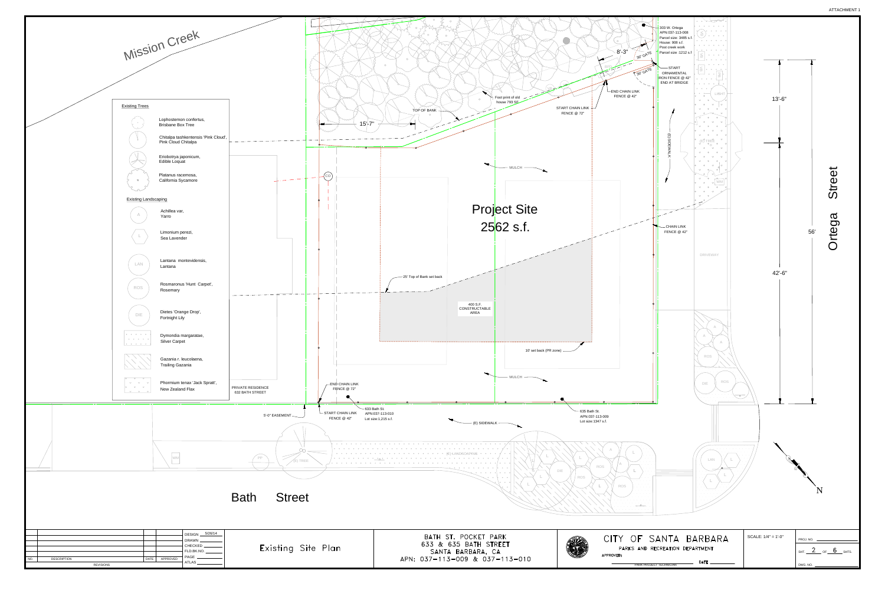ATTACHMENT 1

Mission Creek

## Existing Trees

- Lophostemon confertus, Brisbane Box Tree
- Chitalpa tashkentensis 'Pink Cloud', Pink Cloud Chitalpa
- Eriobotrya japonicum, Edible Loquat
- Platanus racemosa, California Sycamore

## Existing Landscaping

- A — Achillea var, Yarro
- L — Limonium perezi, Sea Lavender
- LAN — Lantana montevidensis, Lantana
- ROS — Rosmaronus 'Hunt Carpet', Rosemary
- DIE — Dietes 'Orange Drop', Fortnight Lily
- Dymondia margaratae, Silver Carpet
- Gazania r. leucolaena, Trailing Gazania
- Phormium tenax 'Jack Spratt', New Zealand Flax

Project Site
2562 s.f.

400 S.F. CONSTRUCTABLE AREA

25' Top of Bank set back

10' set back (PR zone)

TOP OF BANK

15'-7"

8'-3"

Foot print of old house 793 SF

36" GATE

36" GATE

303 W. Ortega
APN:037-113-008
Parcel size: 3485 s.f.
House: 908 s.f.
Post creek work
Parcel size :1212 s.f.

START ORNAMENTAL IRON FENCE @ 42" END AT BRIDGE

END CHAIN LINK FENCE @ 42"

START CHAIN LINK FENCE @ 72"

CHAIN LINK FENCE @ 42"

END CHAIN LINK FENCE @ 72"

START CHAIN LINK FENCE @ 42"

MULCH

CO

(E) SIDEWALK

LIGHT

(E) TREE

WM

DRIVEWAY

PRIVATE RESIDENCE
632 BATH STREET

5'-0" EASEMENT

633 Bath St.
APN:037-113-010
Lot size:1,215 s.f.

635 Bath St.
APN:037-113-009
Lot size:1347 s.f.

(E) SIDEWALK

(E) LANDSCAPING

PP

13'-6"

42'-6"

56'

Ortega Street

Bath Street

N

| NO. | DESCRIPTION | DATE | APPROVED |
|---|---|---|---|
| | REVISIONS | | |

DESIGN 5/28/14
DRAWN
CHECKED
FLD.BK.NO.
PAGE
ATLAS

Existing Site Plan

BATH ST. POCKET PARK
633 & 635 BATH STREET
SANTA BARBARA, CA
APN: 037-113-009 & 037-113-010

CITY OF SANTA BARBARA
PARKS AND RECREATION DEPARTMENT
APPROVED:
PARK PROJECT TECHNICIAN
DATE

SCALE: 1/4" = 1'-0"

PROJ. NO.
SHT. 2 OF 6 SHTS.
DWG. NO.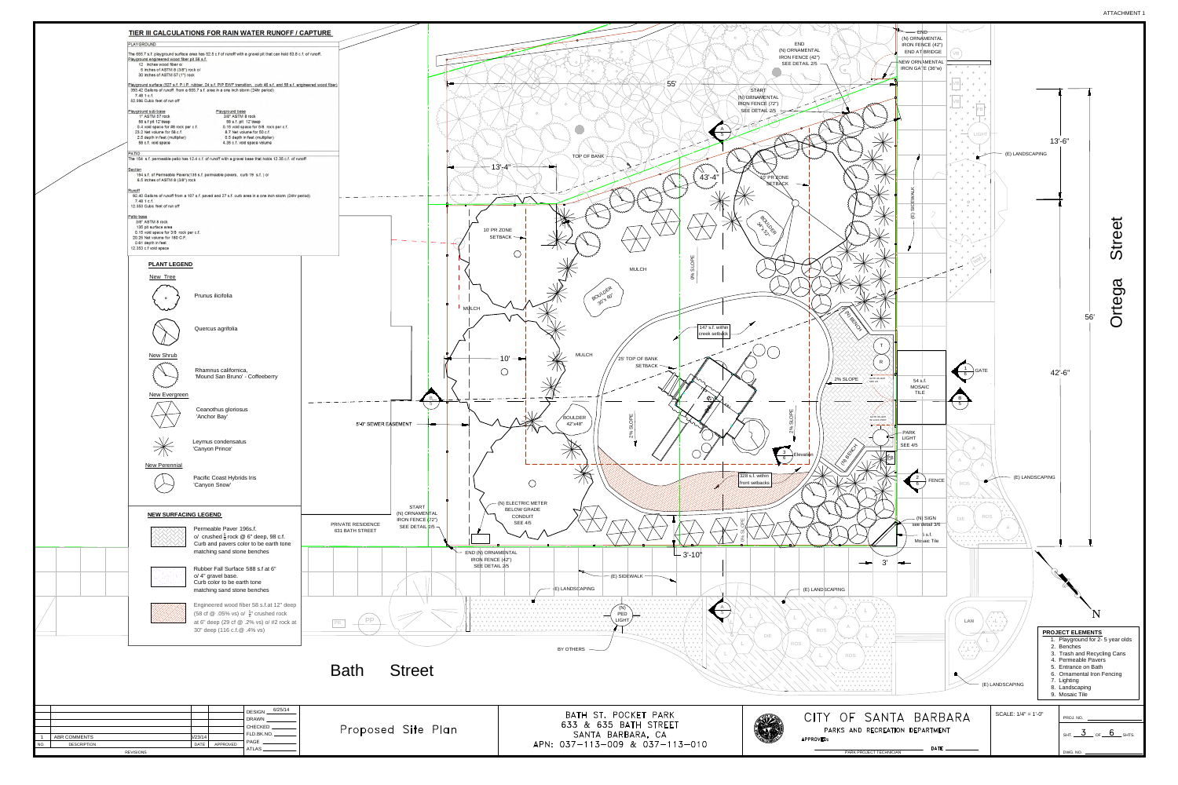ATTACHMENT 1

## TIER III CALCULATIONS FOR RAIN WATER RUNOFF / CAPTURE

PLAYGROUND

The 655.7 s.f. playground surface area has 52.5 c.f of runoff with a gravel pit that can hold 53.6 c.f. of runoff.
Playground engineered wood fiber pit 58 s.f.
12 inches wood fiber o/
6 inches of ASTM 8 (3/8") rock o/
30 inches of ASTM 57 (1") rock

Playground surface (537 s.f. P.I.P. rubber, 24 s.f. PIP EWF transition, curb 46 s.f. and 58 s.f. engineered wood fiber)
393.42 Gallons of runoff from a 655.7 s.f. area in a one inch storm (24hr period)
7.48 1 c.f.
52.596 Cubic feet of run off

| Playground sub base | Playground base |
|---|---|
| 1" ASTM 57 rock | 3/8" ASTM 8 rock |
| 58 s.f pit 12"deep | 58 s.f. pit 12"deep |
| 0.4 void space for 58 rock per c.f. | 0.15 void space for 5/8 rock per c.f. |
| 23.2 Net volume for 58 c.f. | 8.7 Net volume for 50 c.f. |
| 2.5 depth in feet (multiplier) | 0.5 depth in feet (multiplier) |
| 58 c.f. void space | 4.35 c.f. void space volume |

PATIO

The 154 s.f. permeable patio has 12.4 c.f. of runoff with a gravel base that holds 12.35 c.f. of runoff

Section
154 s.f. of Permeable Pavers(135 s.f. permeable pavers, curb 19 s.f.) o/
6.5 inches of ASTM 8 (3/8") rock

Runoff
92.40 Gallons of runoff from a 107 s.f. paved and 27 s.f. curb area in a one inch storm. (24hr period)
7.48 1 c.f.
12.353 Cubic feet of run off

Patio base
3/8" ASTM 8 rock
135 pit surface area
0.15 void space for 3/8 rock per c.f.
20.25 Net volume for 160 C.F.
0.61 depth in feet
12.353 c.f void space

## PLANT LEGEND

New Tree
- Prunus ilicifolia
- Quercus agrifolia

New Shrub
- Rhamnus californica, 'Mound San Bruno' - Coffeeberry

New Evergreen
- Ceanothus gloriosus 'Anchor Bay'
- Leymus condensatus 'Canyon Prince'

New Perennial
- Pacific Coast Hybrids Iris 'Canyon Snow'

## NEW SURFACING LEGEND

- Permeable Paver 196s.f. o/ crushed ⅜ rock @ 6" deep, 98 c.f. Curb and pavers color to be earth tone matching sand stone benches
- Rubber Fall Surface 588 s.f at 6" o/ 4" gravel base. Curb color to be earth tone matching sand stone benches
- Engineered wood fiber 58 s.f.at 12" deep (58 cf @ .05% vs) o/ ⅜" crushed rock at 6" deep (29 cf @ .2% vs) o/ #2 rock at 30" deep (116 c.f.@ .4% vs)

END (N) ORNAMENTAL IRON FENCE (42") SEE DETAIL 2/5

END (N) ORNAMENTAL IRON FENCE (42") END AT BRIDGE

NEW ORNAMENTAL IRON GATE (36"w)

START (N) ORNAMENTAL IRON FENCE (72") SEE DETAIL 2/5

55'

TOP OF BANK

13'-4"

43'-4"

10' PR ZONE SETBACK

(E) SIDEWALK

BOULDER 36"x52"

10' PR ZONE SETBACK

MULCH

BOULDER 30"x 60"

0% SLOPE

147 s.f. within creek setback

(N) BENCH

10'

MULCH

25' TOP OF BANK SETBACK

2% SLOPE

54 s.f. MOSAIC TILE

GATE

5'-0" SEWER EASEMENT

BOULDER 42"x48"

2% SLOPE

2% SLOPE

Elevation

PARK LIGHT SEE 4/5

(N) BENCH

328 s.f. within front setbacks

FENCE

START (N) ORNAMENTAL IRON FENCE (72") SEE DETAIL 2/5

(N) ELECTRIC METER BELOW GRADE CONDUIT SEE 4/5

PRIVATE RESIDENCE 631 BATH STREET

0% SLOPE

(N) SIGN see detail 3/6

5 s.f. Mosaic Tile

END (N) ORNAMENTAL IRON FENCE (42") SEE DETAIL 2/5

3'-10"

3'

(E) SIDEWALK

(E) LANDSCAPING

(E) LANDSCAPING

(N) PED LIGHT

BY OTHERS

(E) LANDSCAPING

(E) LANDSCAPING

(E) LANDSCAPING

13'-6"

56'

42'-6"

Ortega Street

Bath Street

N

**PROJECT ELEMENTS**
1. Playground for 2- 5 year olds
2. Benches
3. Trash and Recycling Cans
4. Permeable Pavers
5. Entrance on Bath
6. Ornamental Iron Fencing
7. Lighting
8. Landscaping
9. Mosaic Tile

| NO. | DESCRIPTION | DATE | APPROVED |
|---|---|---|---|
| 1 | ABR COMMENTS | 3/23/14 | |
| | REVISIONS | | |

DESIGN 6/25/14
DRAWN
CHECKED
FLD.BK.NO.
PAGE
ATLAS

Proposed Site Plan

BATH ST. POCKET PARK
633 & 635 BATH STREET
SANTA BARBARA, CA
APN: 037-113-009 & 037-113-010

CITY OF SANTA BARBARA
PARKS AND RECREATION DEPARTMENT
APPROVED:
PARK PROJECT TECHNICIAN
DATE

SCALE: 1/4" = 1'-0"

PROJ. NO.
SHT. 3 OF 6 SHTS.
DWG. NO.